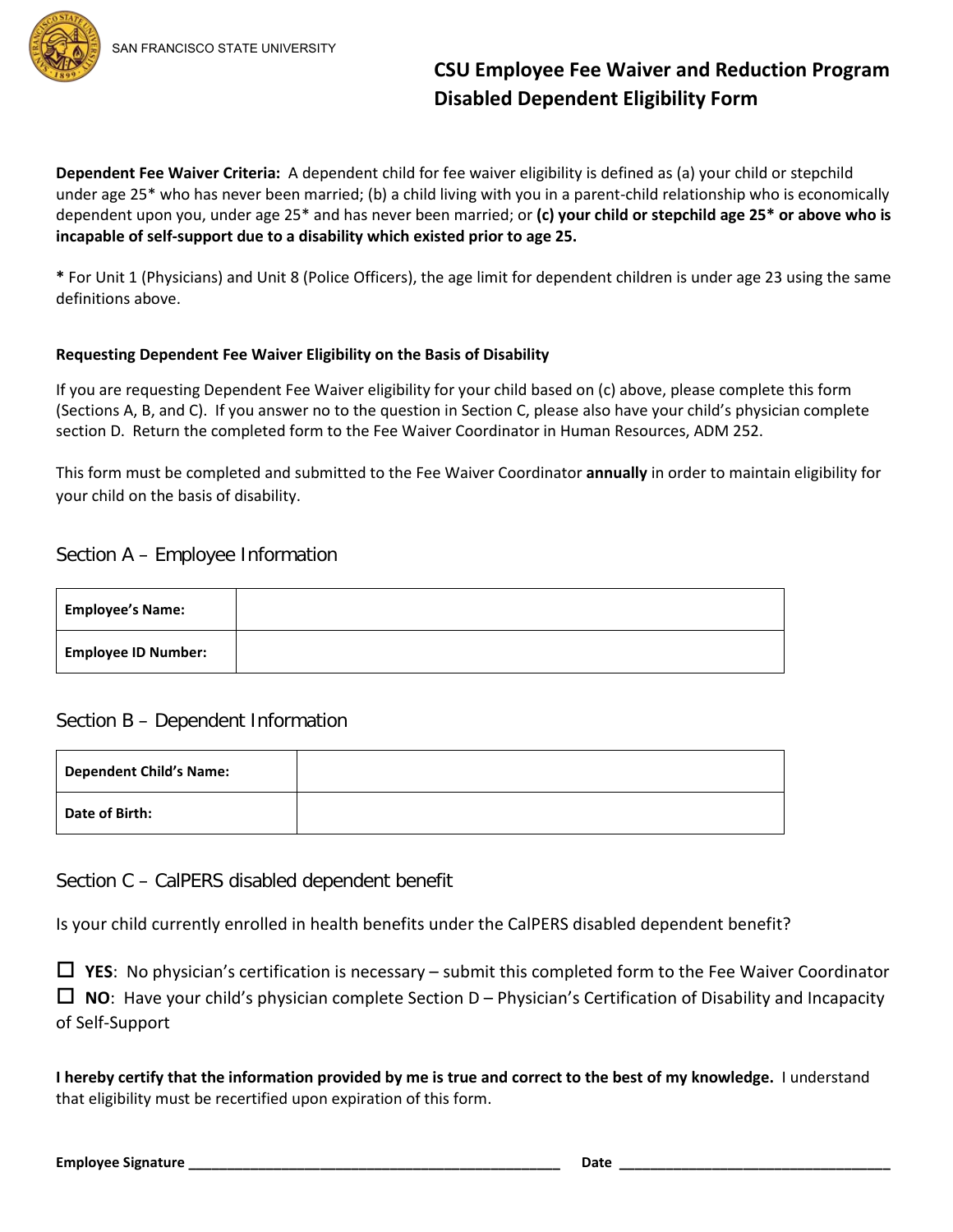SAN FRANCISCO STATE UNIVERSITY

# CSU Employee Fee Waiver and Reduction Program
# Disabled Dependent Eligibility Form

**Dependent Fee Waiver Criteria:** A dependent child for fee waiver eligibility is defined as (a) your child or stepchild under age 25* who has never been married; (b) a child living with you in a parent-child relationship who is economically dependent upon you, under age 25* and has never been married; or **(c) your child or stepchild age 25* or above who is incapable of self-support due to a disability which existed prior to age 25.**

**\*** For Unit 1 (Physicians) and Unit 8 (Police Officers), the age limit for dependent children is under age 23 using the same definitions above.

### Requesting Dependent Fee Waiver Eligibility on the Basis of Disability

If you are requesting Dependent Fee Waiver eligibility for your child based on (c) above, please complete this form (Sections A, B, and C). If you answer no to the question in Section C, please also have your child's physician complete section D. Return the completed form to the Fee Waiver Coordinator in Human Resources, ADM 252.

This form must be completed and submitted to the Fee Waiver Coordinator **annually** in order to maintain eligibility for your child on the basis of disability.

## Section A – Employee Information

| **Employee's Name:** | |
|---|---|
| **Employee ID Number:** | |

## Section B – Dependent Information

| **Dependent Child's Name:** | |
|---|---|
| **Date of Birth:** | |

## Section C – CalPERS disabled dependent benefit

Is your child currently enrolled in health benefits under the CalPERS disabled dependent benefit?

☐ **YES**: No physician's certification is necessary – submit this completed form to the Fee Waiver Coordinator
☐ **NO**: Have your child's physician complete Section D – Physician's Certification of Disability and Incapacity of Self-Support

**I hereby certify that the information provided by me is true and correct to the best of my knowledge.** I understand that eligibility must be recertified upon expiration of this form.

**Employee Signature** ______________________________ **Date** ______________________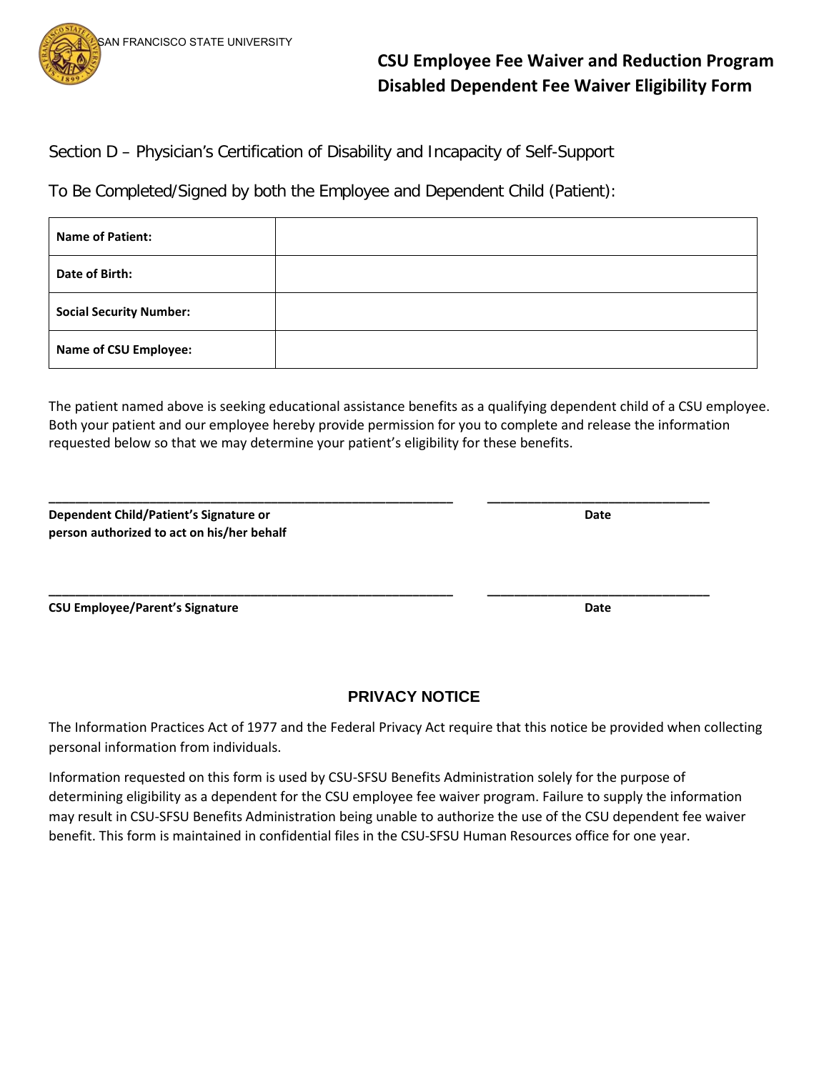SAN FRANCISCO STATE UNIVERSITY

# CSU Employee Fee Waiver and Reduction Program
# Disabled Dependent Fee Waiver Eligibility Form

Section D – Physician's Certification of Disability and Incapacity of Self-Support

To Be Completed/Signed by both the Employee and Dependent Child (Patient):

| | |
|---|---|
| **Name of Patient:** | |
| **Date of Birth:** | |
| **Social Security Number:** | |
| **Name of CSU Employee:** | |

The patient named above is seeking educational assistance benefits as a qualifying dependent child of a CSU employee. Both your patient and our employee hereby provide permission for you to complete and release the information requested below so that we may determine your patient's eligibility for these benefits.

_______________________________________________ _________________________

**Dependent Child/Patient's Signature or person authorized to act on his/her behalf** **Date**

_______________________________________________ _________________________

**CSU Employee/Parent's Signature** **Date**

## PRIVACY NOTICE

The Information Practices Act of 1977 and the Federal Privacy Act require that this notice be provided when collecting personal information from individuals.

Information requested on this form is used by CSU-SFSU Benefits Administration solely for the purpose of determining eligibility as a dependent for the CSU employee fee waiver program. Failure to supply the information may result in CSU-SFSU Benefits Administration being unable to authorize the use of the CSU dependent fee waiver benefit. This form is maintained in confidential files in the CSU-SFSU Human Resources office for one year.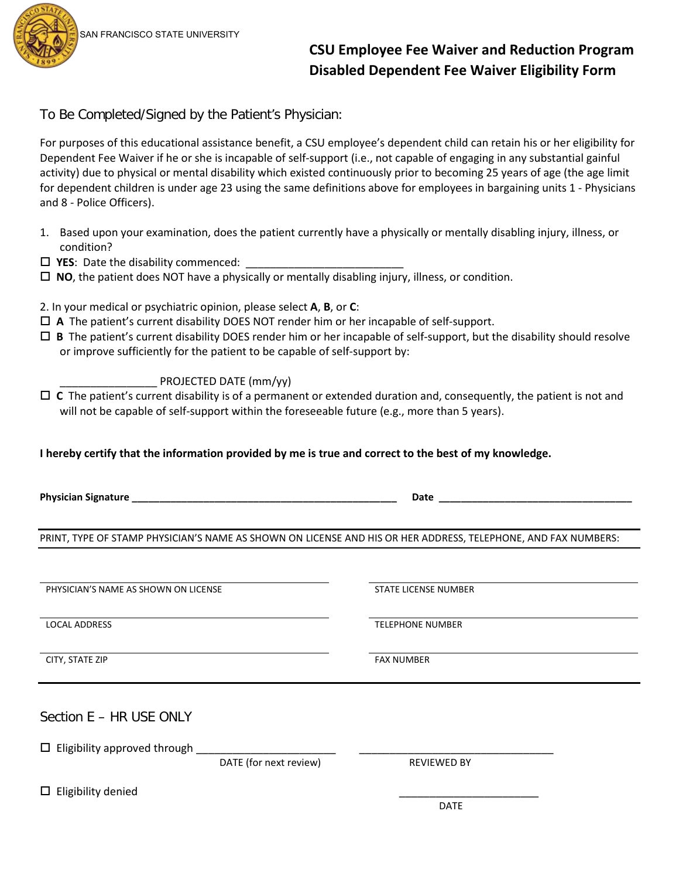SAN FRANCISCO STATE UNIVERSITY

# CSU Employee Fee Waiver and Reduction Program
# Disabled Dependent Fee Waiver Eligibility Form

## To Be Completed/Signed by the Patient's Physician:

For purposes of this educational assistance benefit, a CSU employee's dependent child can retain his or her eligibility for Dependent Fee Waiver if he or she is incapable of self-support (i.e., not capable of engaging in any substantial gainful activity) due to physical or mental disability which existed continuously prior to becoming 25 years of age (the age limit for dependent children is under age 23 using the same definitions above for employees in bargaining units 1 - Physicians and 8 - Police Officers).

1. Based upon your examination, does the patient currently have a physically or mentally disabling injury, illness, or condition?

☐ **YES**: Date the disability commenced: ___________________________

☐ **NO**, the patient does NOT have a physically or mentally disabling injury, illness, or condition.

2. In your medical or psychiatric opinion, please select **A**, **B**, or **C**:

☐ **A** The patient's current disability DOES NOT render him or her incapable of self-support.

☐ **B** The patient's current disability DOES render him or her incapable of self-support, but the disability should resolve or improve sufficiently for the patient to be capable of self-support by:

_________________ PROJECTED DATE (mm/yy)

☐ **C** The patient's current disability is of a permanent or extended duration and, consequently, the patient is not and will not be capable of self-support within the foreseeable future (e.g., more than 5 years).

**I hereby certify that the information provided by me is true and correct to the best of my knowledge.**

**Physician Signature** _________________________________________________ **Date** ____________________________________

PRINT, TYPE OF STAMP PHYSICIAN'S NAME AS SHOWN ON LICENSE AND HIS OR HER ADDRESS, TELEPHONE, AND FAX NUMBERS:

| | |
|---|---|
| PHYSICIAN'S NAME AS SHOWN ON LICENSE | STATE LICENSE NUMBER |
| LOCAL ADDRESS | TELEPHONE NUMBER |
| CITY, STATE ZIP | FAX NUMBER |

## Section E – HR USE ONLY

☐ Eligibility approved through ________________________ ___________________________________

DATE (for next review) REVIEWED BY

☐ Eligibility denied ________________________

DATE